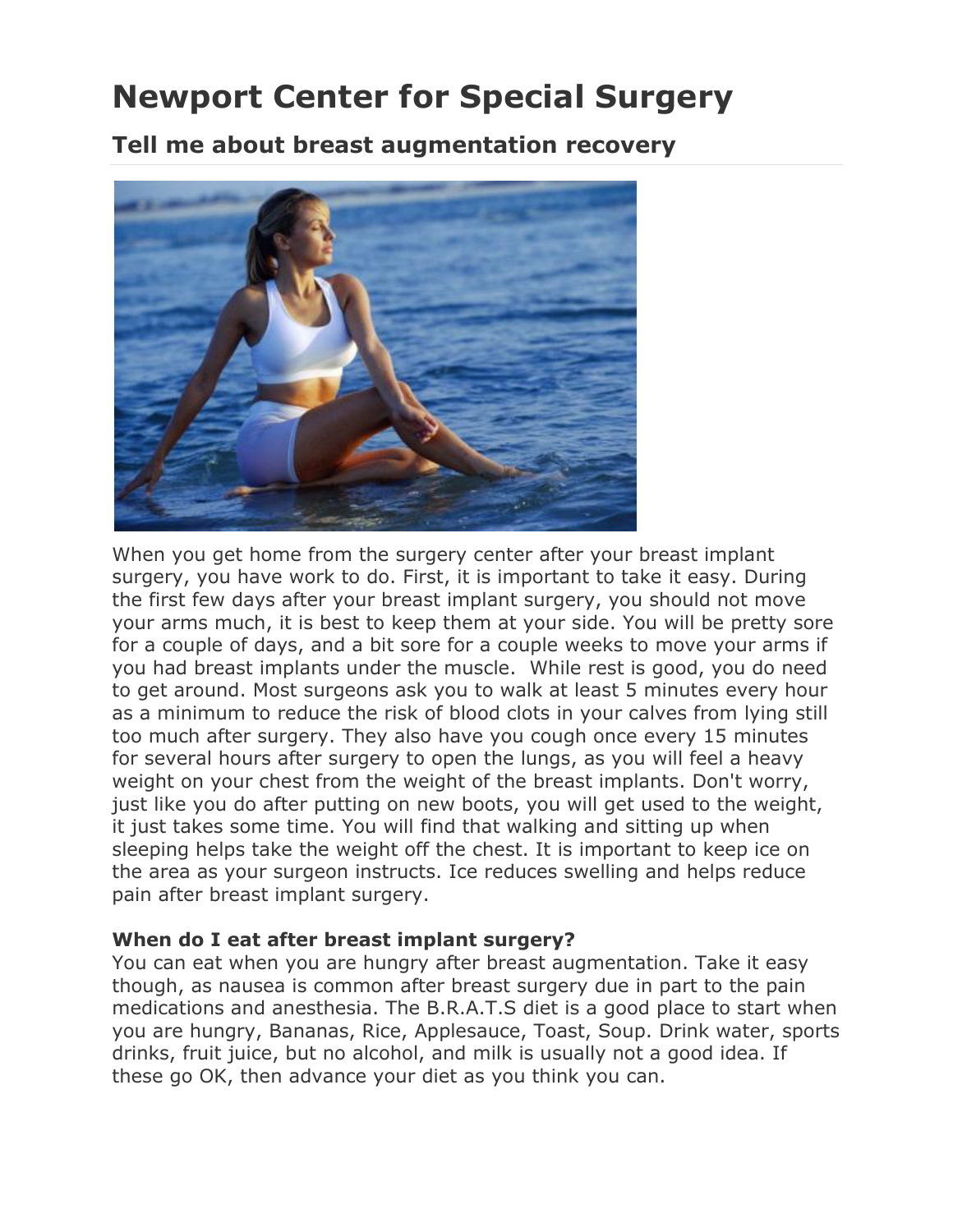# Newport Center for Special Surgery

## Tell me about breast augmentation recovery

When you get home from the surgery center after your breast implant surgery, you have work to do. First, it is important to take it easy. During the first few days after your breast implant surgery, you should not move your arms much, it is best to keep them at your side. You will be pretty sore for a couple of days, and a bit sore for a couple weeks to move your arms if you had breast implants under the muscle. While rest is good, you do need to get around. Most surgeons ask you to walk at least 5 minutes every hour as a minimum to reduce the risk of blood clots in your calves from lying still too much after surgery. They also have you cough once every 15 minutes for several hours after surgery to open the lungs, as you will feel a heavy weight on your chest from the weight of the breast implants. Don't worry, just like you do after putting on new boots, you will get used to the weight, it just takes some time. You will find that walking and sitting up when sleeping helps take the weight off the chest. It is important to keep ice on the area as your surgeon instructs. Ice reduces swelling and helps reduce pain after breast implant surgery.

**When do I eat after breast implant surgery?**

You can eat when you are hungry after breast augmentation. Take it easy though, as nausea is common after breast surgery due in part to the pain medications and anesthesia. The B.R.A.T.S diet is a good place to start when you are hungry, Bananas, Rice, Applesauce, Toast, Soup. Drink water, sports drinks, fruit juice, but no alcohol, and milk is usually not a good idea. If these go OK, then advance your diet as you think you can.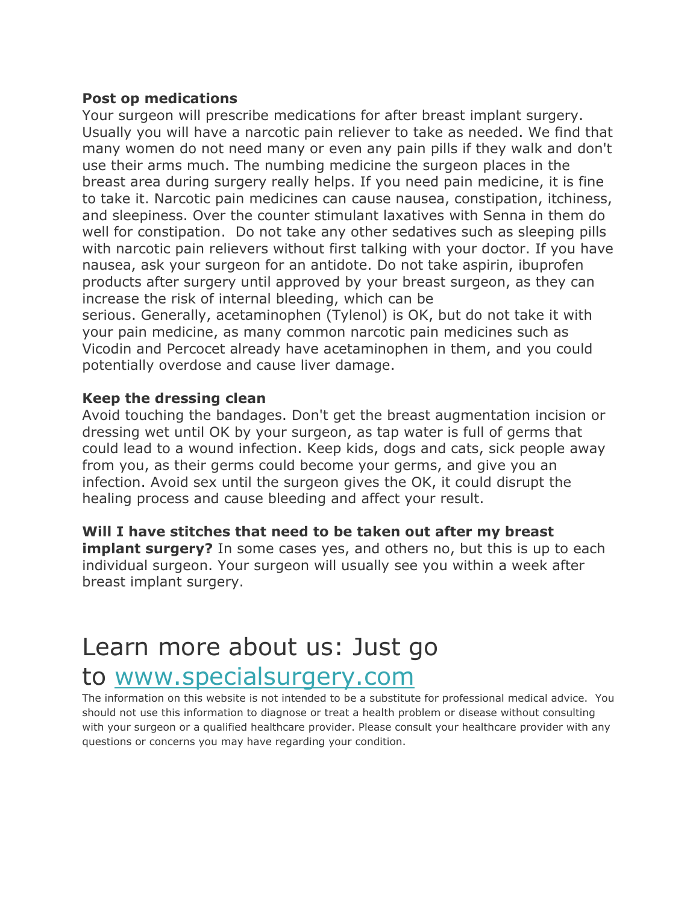**Post op medications**
Your surgeon will prescribe medications for after breast implant surgery. Usually you will have a narcotic pain reliever to take as needed. We find that many women do not need many or even any pain pills if they walk and don't use their arms much. The numbing medicine the surgeon places in the breast area during surgery really helps. If you need pain medicine, it is fine to take it. Narcotic pain medicines can cause nausea, constipation, itchiness, and sleepiness. Over the counter stimulant laxatives with Senna in them do well for constipation. Do not take any other sedatives such as sleeping pills with narcotic pain relievers without first talking with your doctor. If you have nausea, ask your surgeon for an antidote. Do not take aspirin, ibuprofen products after surgery until approved by your breast surgeon, as they can increase the risk of internal bleeding, which can be serious. Generally, acetaminophen (Tylenol) is OK, but do not take it with your pain medicine, as many common narcotic pain medicines such as Vicodin and Percocet already have acetaminophen in them, and you could potentially overdose and cause liver damage.

**Keep the dressing clean**
Avoid touching the bandages. Don't get the breast augmentation incision or dressing wet until OK by your surgeon, as tap water is full of germs that could lead to a wound infection. Keep kids, dogs and cats, sick people away from you, as their germs could become your germs, and give you an infection. Avoid sex until the surgeon gives the OK, it could disrupt the healing process and cause bleeding and affect your result.

**Will I have stitches that need to be taken out after my breast implant surgery?** In some cases yes, and others no, but this is up to each individual surgeon. Your surgeon will usually see you within a week after breast implant surgery.

# Learn more about us: Just go to [www.specialsurgery.com](http://www.specialsurgery.com)

The information on this website is not intended to be a substitute for professional medical advice. You should not use this information to diagnose or treat a health problem or disease without consulting with your surgeon or a qualified healthcare provider. Please consult your healthcare provider with any questions or concerns you may have regarding your condition.